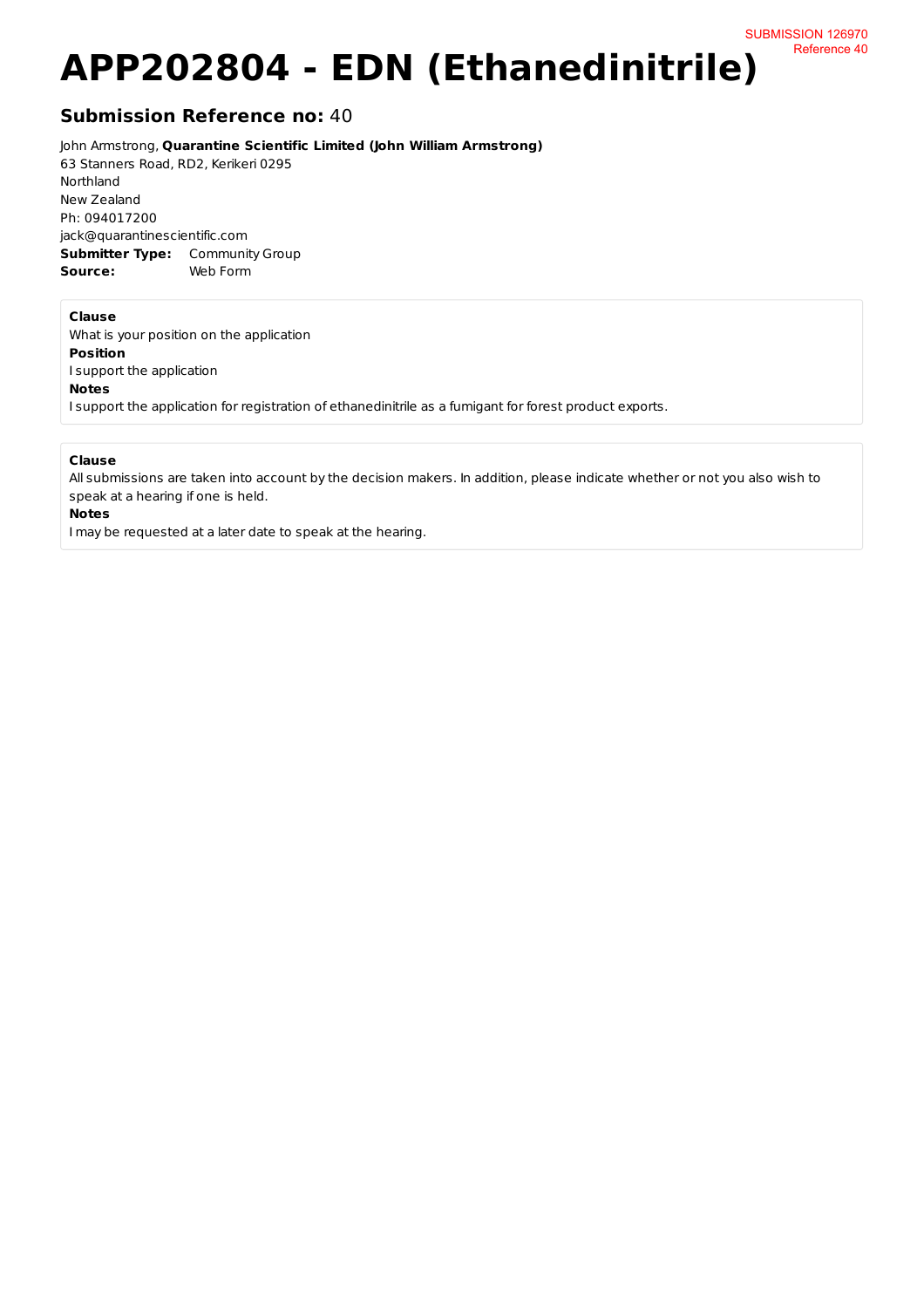SUBMISSION 126970
Reference 40

# APP202804 - EDN (Ethanedinitrile)

## Submission Reference no: 40

John Armstrong, **Quarantine Scientific Limited (John William Armstrong)**
63 Stanners Road, RD2, Kerikeri 0295
Northland
New Zealand
Ph: 094017200
jack@quarantinescientific.com

**Submitter Type:** Community Group
**Source:** Web Form

**Clause**
What is your position on the application
**Position**
I support the application
**Notes**
I support the application for registration of ethanedinitrile as a fumigant for forest product exports.

**Clause**
All submissions are taken into account by the decision makers. In addition, please indicate whether or not you also wish to speak at a hearing if one is held.
**Notes**
I may be requested at a later date to speak at the hearing.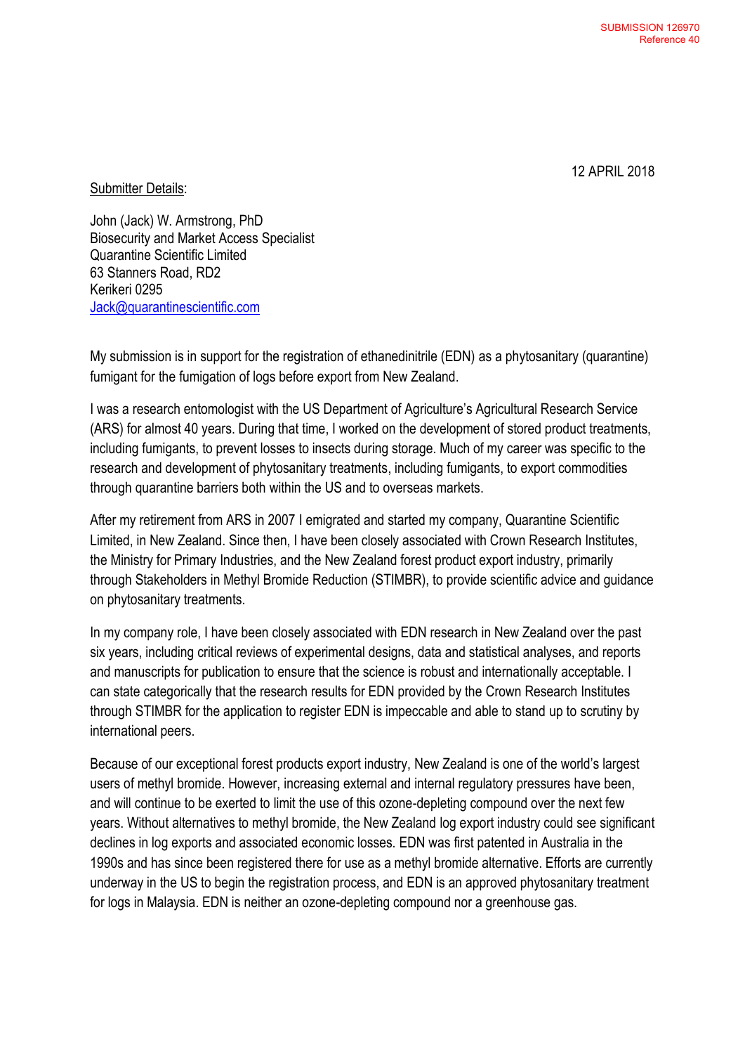SUBMISSION 126970
Reference 40

12 APRIL 2018

Submitter Details:

John (Jack) W. Armstrong, PhD
Biosecurity and Market Access Specialist
Quarantine Scientific Limited
63 Stanners Road, RD2
Kerikeri 0295
Jack@quarantinescientific.com

My submission is in support for the registration of ethanedinitrile (EDN) as a phytosanitary (quarantine) fumigant for the fumigation of logs before export from New Zealand.

I was a research entomologist with the US Department of Agriculture's Agricultural Research Service (ARS) for almost 40 years. During that time, I worked on the development of stored product treatments, including fumigants, to prevent losses to insects during storage. Much of my career was specific to the research and development of phytosanitary treatments, including fumigants, to export commodities through quarantine barriers both within the US and to overseas markets.

After my retirement from ARS in 2007 I emigrated and started my company, Quarantine Scientific Limited, in New Zealand. Since then, I have been closely associated with Crown Research Institutes, the Ministry for Primary Industries, and the New Zealand forest product export industry, primarily through Stakeholders in Methyl Bromide Reduction (STIMBR), to provide scientific advice and guidance on phytosanitary treatments.

In my company role, I have been closely associated with EDN research in New Zealand over the past six years, including critical reviews of experimental designs, data and statistical analyses, and reports and manuscripts for publication to ensure that the science is robust and internationally acceptable. I can state categorically that the research results for EDN provided by the Crown Research Institutes through STIMBR for the application to register EDN is impeccable and able to stand up to scrutiny by international peers.

Because of our exceptional forest products export industry, New Zealand is one of the world's largest users of methyl bromide. However, increasing external and internal regulatory pressures have been, and will continue to be exerted to limit the use of this ozone-depleting compound over the next few years. Without alternatives to methyl bromide, the New Zealand log export industry could see significant declines in log exports and associated economic losses. EDN was first patented in Australia in the 1990s and has since been registered there for use as a methyl bromide alternative. Efforts are currently underway in the US to begin the registration process, and EDN is an approved phytosanitary treatment for logs in Malaysia. EDN is neither an ozone-depleting compound nor a greenhouse gas.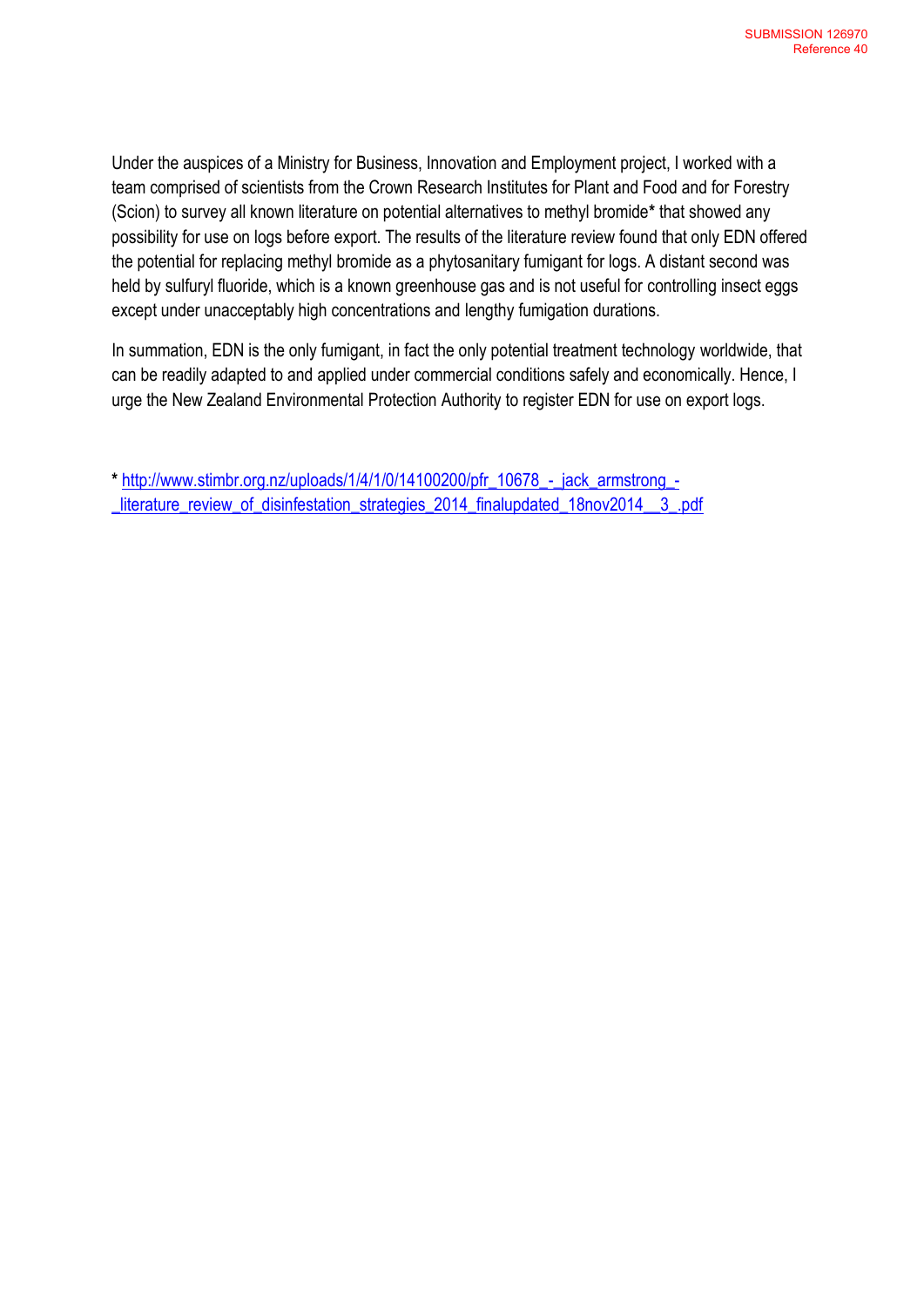Under the auspices of a Ministry for Business, Innovation and Employment project, I worked with a team comprised of scientists from the Crown Research Institutes for Plant and Food and for Forestry (Scion) to survey all known literature on potential alternatives to methyl bromide* that showed any possibility for use on logs before export. The results of the literature review found that only EDN offered the potential for replacing methyl bromide as a phytosanitary fumigant for logs. A distant second was held by sulfuryl fluoride, which is a known greenhouse gas and is not useful for controlling insect eggs except under unacceptably high concentrations and lengthy fumigation durations.

In summation, EDN is the only fumigant, in fact the only potential treatment technology worldwide, that can be readily adapted to and applied under commercial conditions safely and economically. Hence, I urge the New Zealand Environmental Protection Authority to register EDN for use on export logs.

* http://www.stimbr.org.nz/uploads/1/4/1/0/14100200/pfr_10678_-_jack_armstrong_-_literature_review_of_disinfestation_strategies_2014_finalupdated_18nov2014__3_.pdf